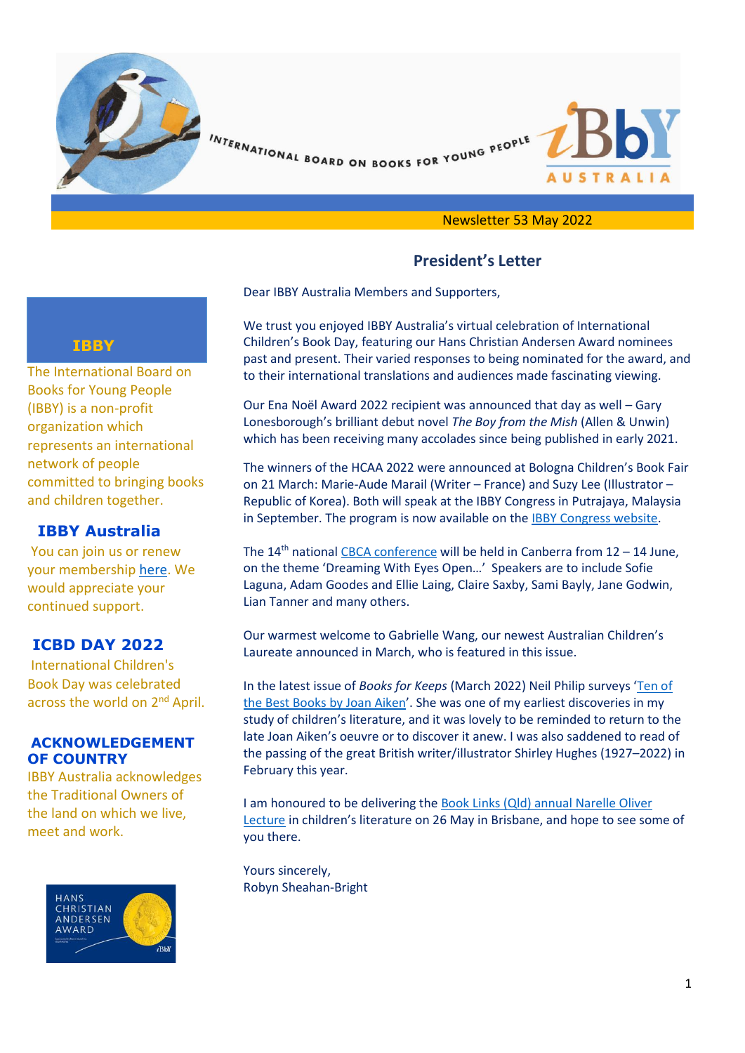INTERNATIONAL BOARD ON BOOKS FOR YOUNG PEOPLE

IBbY AUSTRALIA

Newsletter 53 May 2022

## President's Letter

Dear IBBY Australia Members and Supporters,

We trust you enjoyed IBBY Australia's virtual celebration of International Children's Book Day, featuring our Hans Christian Andersen Award nominees past and present. Their varied responses to being nominated for the award, and to their international translations and audiences made fascinating viewing.

Our Ena Noël Award 2022 recipient was announced that day as well – Gary Lonesborough's brilliant debut novel *The Boy from the Mish* (Allen & Unwin) which has been receiving many accolades since being published in early 2021.

The winners of the HCAA 2022 were announced at Bologna Children's Book Fair on 21 March: Marie-Aude Marail (Writer – France) and Suzy Lee (Illustrator – Republic of Korea). Both will speak at the IBBY Congress in Putrajaya, Malaysia in September. The program is now available on the IBBY Congress website.

The 14th national CBCA conference will be held in Canberra from 12 – 14 June, on the theme 'Dreaming With Eyes Open…' Speakers are to include Sofie Laguna, Adam Goodes and Ellie Laing, Claire Saxby, Sami Bayly, Jane Godwin, Lian Tanner and many others.

Our warmest welcome to Gabrielle Wang, our newest Australian Children's Laureate announced in March, who is featured in this issue.

In the latest issue of *Books for Keeps* (March 2022) Neil Philip surveys 'Ten of the Best Books by Joan Aiken'. She was one of my earliest discoveries in my study of children's literature, and it was lovely to be reminded to return to the late Joan Aiken's oeuvre or to discover it anew. I was also saddened to read of the passing of the great British writer/illustrator Shirley Hughes (1927–2022) in February this year.

I am honoured to be delivering the Book Links (Qld) annual Narelle Oliver Lecture in children's literature on 26 May in Brisbane, and hope to see some of you there.

Yours sincerely,
Robyn Sheahan-Bright

### IBBY

The International Board on Books for Young People (IBBY) is a non-profit organization which represents an international network of people committed to bringing books and children together.

### IBBY Australia

You can join us or renew your membership here. We would appreciate your continued support.

### ICBD DAY 2022

International Children's Book Day was celebrated across the world on 2nd April.

### ACKNOWLEDGEMENT OF COUNTRY

IBBY Australia acknowledges the Traditional Owners of the land on which we live, meet and work.

HANS CHRISTIAN ANDERSEN AWARD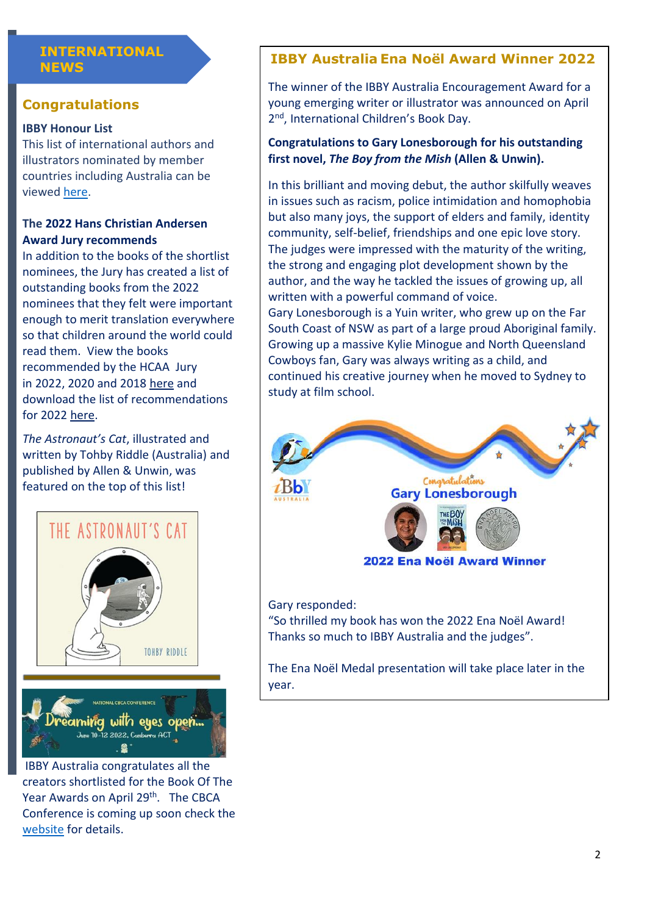## INTERNATIONAL NEWS

### Congratulations

**IBBY Honour List**
This list of international authors and illustrators nominated by member countries including Australia can be viewed here.

**The 2022 Hans Christian Andersen Award Jury recommends**
In addition to the books of the shortlist nominees, the Jury has created a list of outstanding books from the 2022 nominees that they felt were important enough to merit translation everywhere so that children around the world could read them. View the books recommended by the HCAA Jury in 2022, 2020 and 2018 here and download the list of recommendations for 2022 here.

*The Astronaut's Cat*, illustrated and written by Tohby Riddle (Australia) and published by Allen & Unwin, was featured on the top of this list!

IBBY Australia congratulates all the creators shortlisted for the Book Of The Year Awards on April 29th. The CBCA Conference is coming up soon check the website for details.

### IBBY Australia Ena Noël Award Winner 2022

The winner of the IBBY Australia Encouragement Award for a young emerging writer or illustrator was announced on April 2nd, International Children's Book Day.

**Congratulations to Gary Lonesborough for his outstanding first novel, *The Boy from the Mish* (Allen & Unwin).**

In this brilliant and moving debut, the author skilfully weaves in issues such as racism, police intimidation and homophobia but also many joys, the support of elders and family, identity community, self-belief, friendships and one epic love story. The judges were impressed with the maturity of the writing, the strong and engaging plot development shown by the author, and the way he tackled the issues of growing up, all written with a powerful command of voice.
Gary Lonesborough is a Yuin writer, who grew up on the Far South Coast of NSW as part of a large proud Aboriginal family. Growing up a massive Kylie Minogue and North Queensland Cowboys fan, Gary was always writing as a child, and continued his creative journey when he moved to Sydney to study at film school.

Gary responded:
"So thrilled my book has won the 2022 Ena Noël Award! Thanks so much to IBBY Australia and the judges".

The Ena Noël Medal presentation will take place later in the year.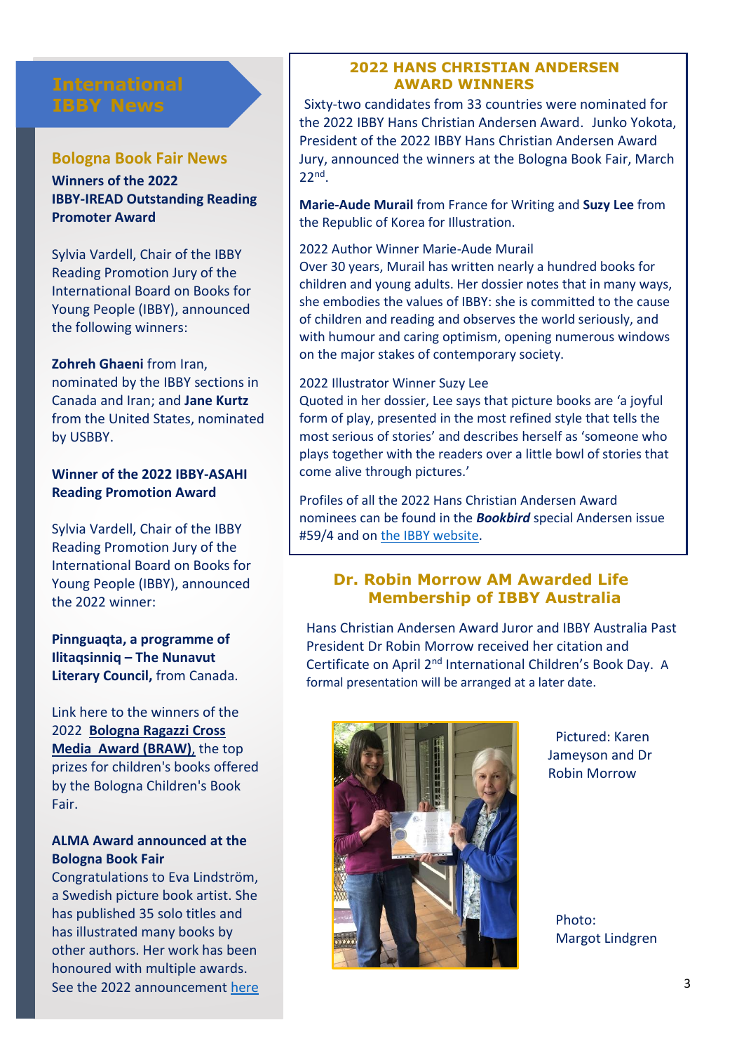## International IBBY News

### Bologna Book Fair News

**Winners of the 2022 IBBY-IREAD Outstanding Reading Promoter Award**

Sylvia Vardell, Chair of the IBBY Reading Promotion Jury of the International Board on Books for Young People (IBBY), announced the following winners:

**Zohreh Ghaeni** from Iran, nominated by the IBBY sections in Canada and Iran; and **Jane Kurtz** from the United States, nominated by USBBY.

**Winner of the 2022 IBBY-ASAHI Reading Promotion Award**

Sylvia Vardell, Chair of the IBBY Reading Promotion Jury of the International Board on Books for Young People (IBBY), announced the 2022 winner:

**Pinnguaqta, a programme of Ilitaqsinniq – The Nunavut Literary Council,** from Canada.

Link here to the winners of the 2022 **Bologna Ragazzi Cross Media Award (BRAW)**, the top prizes for children's books offered by the Bologna Children's Book Fair.

**ALMA Award announced at the Bologna Book Fair**

Congratulations to Eva Lindström, a Swedish picture book artist. She has published 35 solo titles and has illustrated many books by other authors. Her work has been honoured with multiple awards. See the 2022 announcement here

### 2022 HANS CHRISTIAN ANDERSEN AWARD WINNERS

Sixty-two candidates from 33 countries were nominated for the 2022 IBBY Hans Christian Andersen Award. Junko Yokota, President of the 2022 IBBY Hans Christian Andersen Award Jury, announced the winners at the Bologna Book Fair, March 22nd.

**Marie-Aude Murail** from France for Writing and **Suzy Lee** from the Republic of Korea for Illustration.

2022 Author Winner Marie-Aude Murail
Over 30 years, Murail has written nearly a hundred books for children and young adults. Her dossier notes that in many ways, she embodies the values of IBBY: she is committed to the cause of children and reading and observes the world seriously, and with humour and caring optimism, opening numerous windows on the major stakes of contemporary society.

2022 Illustrator Winner Suzy Lee
Quoted in her dossier, Lee says that picture books are 'a joyful form of play, presented in the most refined style that tells the most serious of stories' and describes herself as 'someone who plays together with the readers over a little bowl of stories that come alive through pictures.'

Profiles of all the 2022 Hans Christian Andersen Award nominees can be found in the ***Bookbird*** special Andersen issue #59/4 and on the IBBY website.

### Dr. Robin Morrow AM Awarded Life Membership of IBBY Australia

Hans Christian Andersen Award Juror and IBBY Australia Past President Dr Robin Morrow received her citation and Certificate on April 2nd International Children's Book Day. A formal presentation will be arranged at a later date.

Pictured: Karen Jameyson and Dr Robin Morrow

Photo: Margot Lindgren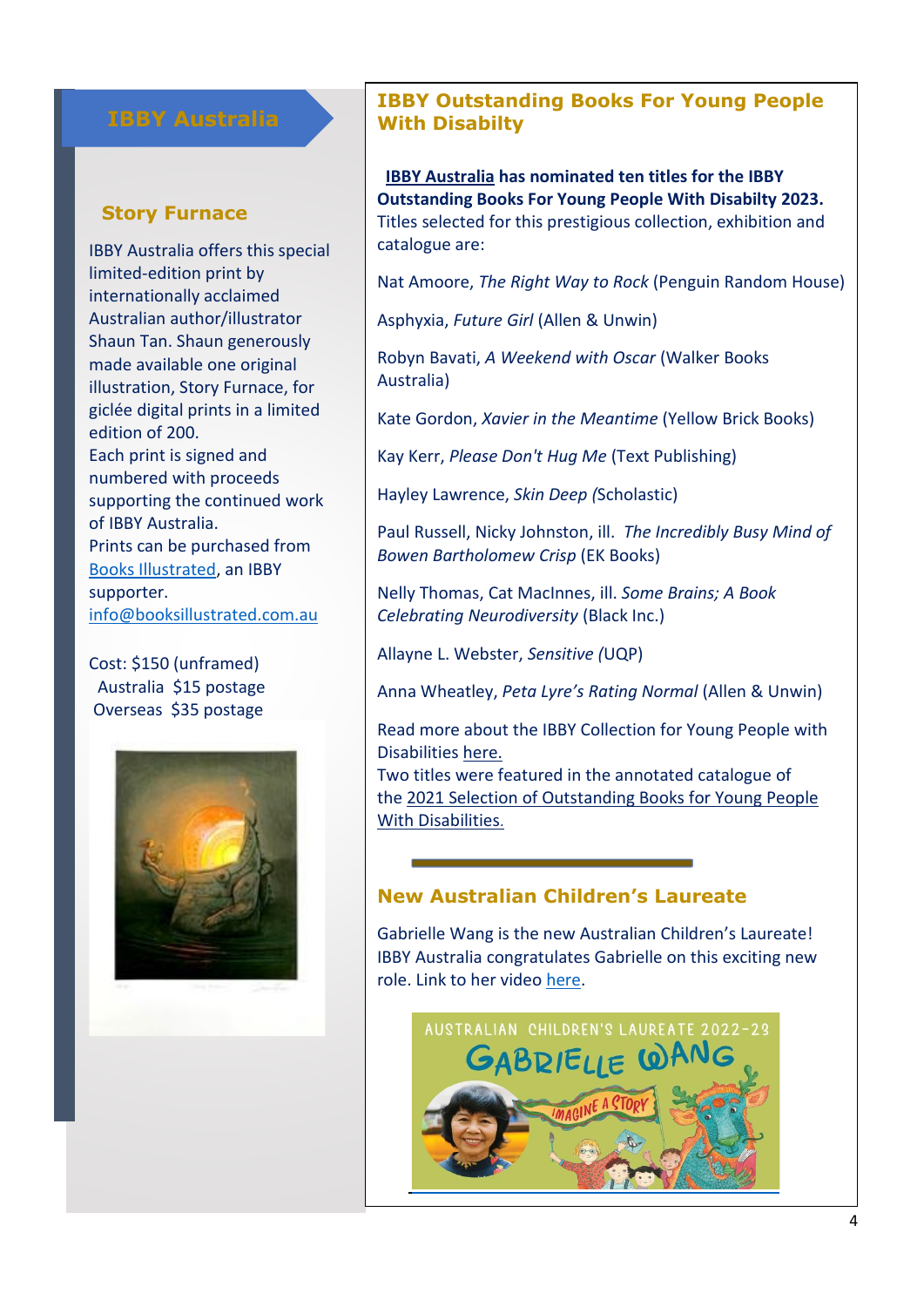# IBBY Australia

## Story Furnace

IBBY Australia offers this special limited-edition print by internationally acclaimed Australian author/illustrator Shaun Tan. Shaun generously made available one original illustration, Story Furnace, for giclée digital prints in a limited edition of 200.

Each print is signed and numbered with proceeds supporting the continued work of IBBY Australia.

Prints can be purchased from Books Illustrated, an IBBY supporter.

info@booksillustrated.com.au

Cost: $150 (unframed)
Australia $15 postage
Overseas $35 postage

## IBBY Outstanding Books For Young People With Disabilty

**IBBY Australia has nominated ten titles for the IBBY Outstanding Books For Young People With Disabilty 2023.** Titles selected for this prestigious collection, exhibition and catalogue are:

Nat Amoore, *The Right Way to Rock* (Penguin Random House)

Asphyxia, *Future Girl* (Allen & Unwin)

Robyn Bavati, *A Weekend with Oscar* (Walker Books Australia)

Kate Gordon, *Xavier in the Meantime* (Yellow Brick Books)

Kay Kerr, *Please Don't Hug Me* (Text Publishing)

Hayley Lawrence, *Skin Deep (*Scholastic)

Paul Russell, Nicky Johnston, ill. *The Incredibly Busy Mind of Bowen Bartholomew Crisp* (EK Books)

Nelly Thomas, Cat MacInnes, ill. *Some Brains; A Book Celebrating Neurodiversity* (Black Inc.)

Allayne L. Webster, *Sensitive (*UQP)

Anna Wheatley, *Peta Lyre's Rating Normal* (Allen & Unwin)

Read more about the IBBY Collection for Young People with Disabilities here.

Two titles were featured in the annotated catalogue of the 2021 Selection of Outstanding Books for Young People With Disabilities.

## New Australian Children's Laureate

Gabrielle Wang is the new Australian Children's Laureate! IBBY Australia congratulates Gabrielle on this exciting new role. Link to her video here.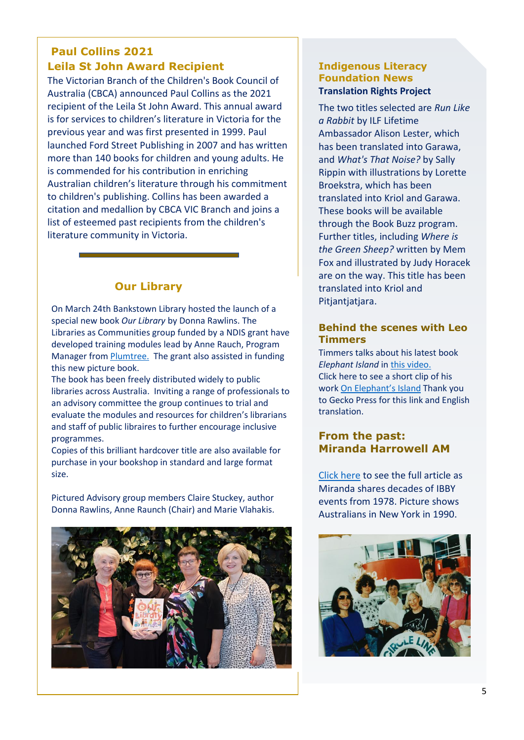## Paul Collins 2021 Leila St John Award Recipient

The Victorian Branch of the Children's Book Council of Australia (CBCA) announced Paul Collins as the 2021 recipient of the Leila St John Award. This annual award is for services to children's literature in Victoria for the previous year and was first presented in 1999. Paul launched Ford Street Publishing in 2007 and has written more than 140 books for children and young adults. He is commended for his contribution in enriching Australian children's literature through his commitment to children's publishing. Collins has been awarded a citation and medallion by CBCA VIC Branch and joins a list of esteemed past recipients from the children's literature community in Victoria.

## Our Library

On March 24th Bankstown Library hosted the launch of a special new book *Our Library* by Donna Rawlins. The Libraries as Communities group funded by a NDIS grant have developed training modules lead by Anne Rauch, Program Manager from Plumtree. The grant also assisted in funding this new picture book.

The book has been freely distributed widely to public libraries across Australia. Inviting a range of professionals to an advisory committee the group continues to trial and evaluate the modules and resources for children's librarians and staff of public libraires to further encourage inclusive programmes.

Copies of this brilliant hardcover title are also available for purchase in your bookshop in standard and large format size.

Pictured Advisory group members Claire Stuckey, author Donna Rawlins, Anne Raunch (Chair) and Marie Vlahakis.

## Indigenous Literacy Foundation News

**Translation Rights Project**

The two titles selected are *Run Like a Rabbit* by ILF Lifetime Ambassador Alison Lester, which has been translated into Garawa, and *What's That Noise?* by Sally Rippin with illustrations by Lorette Broekstra, which has been translated into Kriol and Garawa. These books will be available through the Book Buzz program. Further titles, including *Where is the Green Sheep?* written by Mem Fox and illustrated by Judy Horacek are on the way. This title has been translated into Kriol and Pitjantjatjara.

## Behind the scenes with Leo Timmers

Timmers talks about his latest book *Elephant Island* in this video.
Click here to see a short clip of his work On Elephant's Island Thank you to Gecko Press for this link and English translation.

## From the past: Miranda Harrowell AM

Click here to see the full article as Miranda shares decades of IBBY events from 1978. Picture shows Australians in New York in 1990.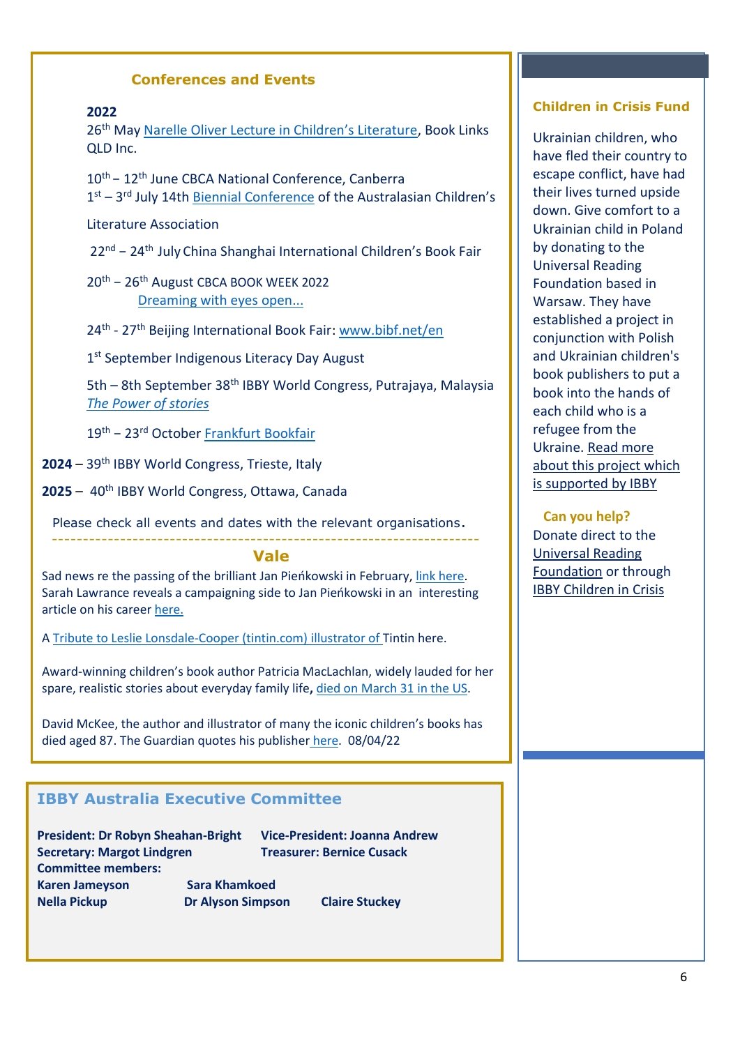## Conferences and Events

**2022**

26th May Narelle Oliver Lecture in Children's Literature, Book Links QLD Inc.

10th – 12th June CBCA National Conference, Canberra

1st – 3rd July 14th Biennial Conference of the Australasian Children's Literature Association

22nd – 24th July China Shanghai International Children's Book Fair

20th – 26th August CBCA BOOK WEEK 2022
Dreaming with eyes open...

24th - 27th Beijing International Book Fair: www.bibf.net/en

1st September Indigenous Literacy Day August

5th – 8th September 38th IBBY World Congress, Putrajaya, Malaysia
*The Power of stories*

19th – 23rd October Frankfurt Bookfair

**2024** – 39th IBBY World Congress, Trieste, Italy

**2025** – 40th IBBY World Congress, Ottawa, Canada

Please check all events and dates with the relevant organisations.

## Vale

Sad news re the passing of the brilliant Jan Pieńkowski in February, link here. Sarah Lawrance reveals a campaigning side to Jan Pieńkowski in an interesting article on his career here.

A Tribute to Leslie Lonsdale-Cooper (tintin.com) illustrator of Tintin here.

Award-winning children's book author Patricia MacLachlan, widely lauded for her spare, realistic stories about everyday family life**,** died on March 31 in the US.

David McKee, the author and illustrator of many the iconic children's books has died aged 87. The Guardian quotes his publisher here. 08/04/22

## Children in Crisis Fund

Ukrainian children, who have fled their country to escape conflict, have had their lives turned upside down. Give comfort to a Ukrainian child in Poland by donating to the Universal Reading Foundation based in Warsaw. They have established a project in conjunction with Polish and Ukrainian children's book publishers to put a book into the hands of each child who is a refugee from the Ukraine. Read more about this project which is supported by IBBY

**Can you help?**

Donate direct to the Universal Reading Foundation or through IBBY Children in Crisis

## IBBY Australia Executive Committee

**President: Dr Robyn Sheahan-Bright** **Vice-President: Joanna Andrew**

**Secretary: Margot Lindgren** **Treasurer: Bernice Cusack**

**Committee members:**

**Karen Jameyson** **Sara Khamkoed**

**Nella Pickup** **Dr Alyson Simpson** **Claire Stuckey**